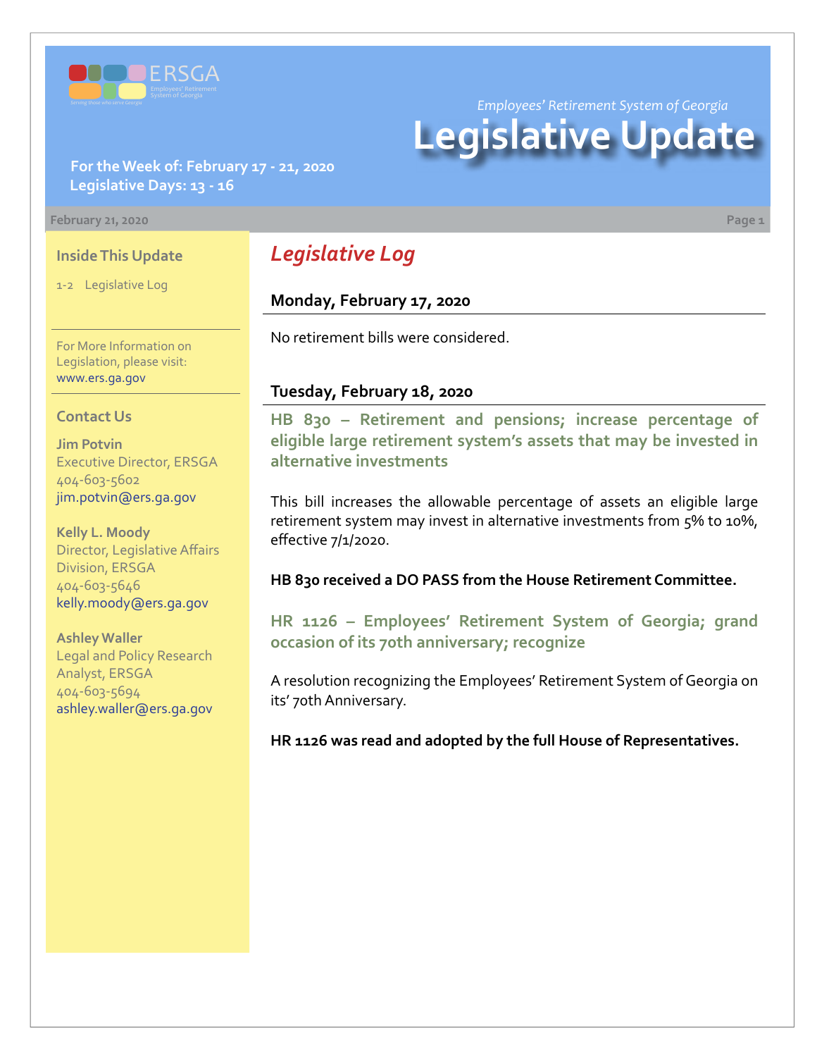ERSGA

Employees' Retirement System of Georgia

Serving those who serve Georgia

*Employees' Retirement System of Georgia*

# Legislative Update

**For the Week of: February 17 - 21, 2020**
**Legislative Days: 13 - 16**

February 21, 2020

## Legislative Log

### Monday, February 17, 2020

No retirement bills were considered.

### Tuesday, February 18, 2020

**HB 830 – Retirement and pensions; increase percentage of eligible large retirement system's assets that may be invested in alternative investments**

This bill increases the allowable percentage of assets an eligible large retirement system may invest in alternative investments from 5% to 10%, effective 7/1/2020.

**HB 830 received a DO PASS from the House Retirement Committee.**

**HR 1126 – Employees' Retirement System of Georgia; grand occasion of its 70th anniversary; recognize**

A resolution recognizing the Employees' Retirement System of Georgia on its' 70th Anniversary.

**HR 1126 was read and adopted by the full House of Representatives.**

---

### Inside This Update

1-2 Legislative Log

For More Information on Legislation, please visit: www.ers.ga.gov

### Contact Us

**Jim Potvin**
Executive Director, ERSGA
404-603-5602
jim.potvin@ers.ga.gov

**Kelly L. Moody**
Director, Legislative Affairs Division, ERSGA
404-603-5646
kelly.moody@ers.ga.gov

**Ashley Waller**
Legal and Policy Research Analyst, ERSGA
404-603-5694
ashley.waller@ers.ga.gov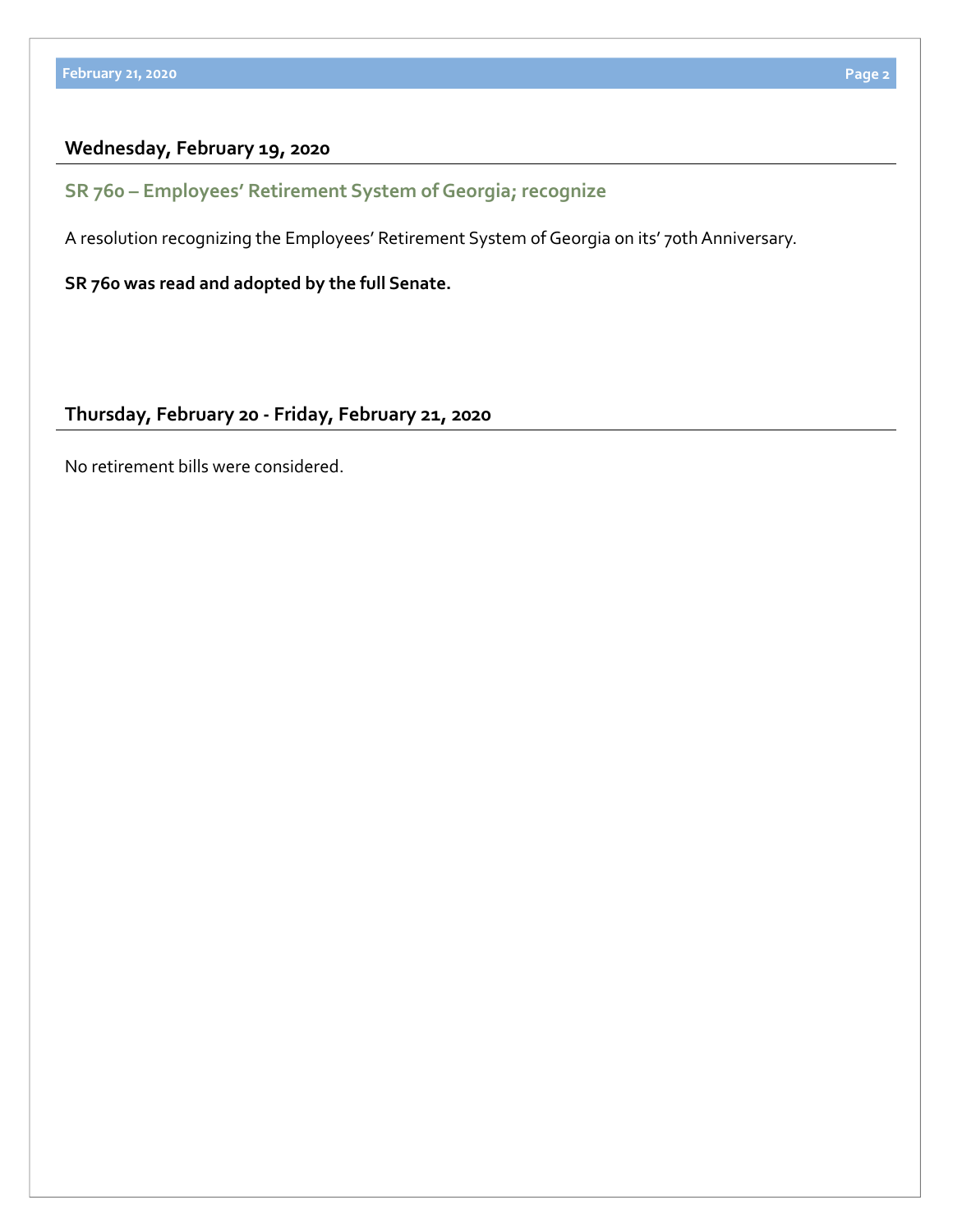## Wednesday, February 19, 2020

### SR 760 – Employees' Retirement System of Georgia; recognize

A resolution recognizing the Employees' Retirement System of Georgia on its' 70th Anniversary.

**SR 760 was read and adopted by the full Senate.**

## Thursday, February 20 - Friday, February 21, 2020

No retirement bills were considered.